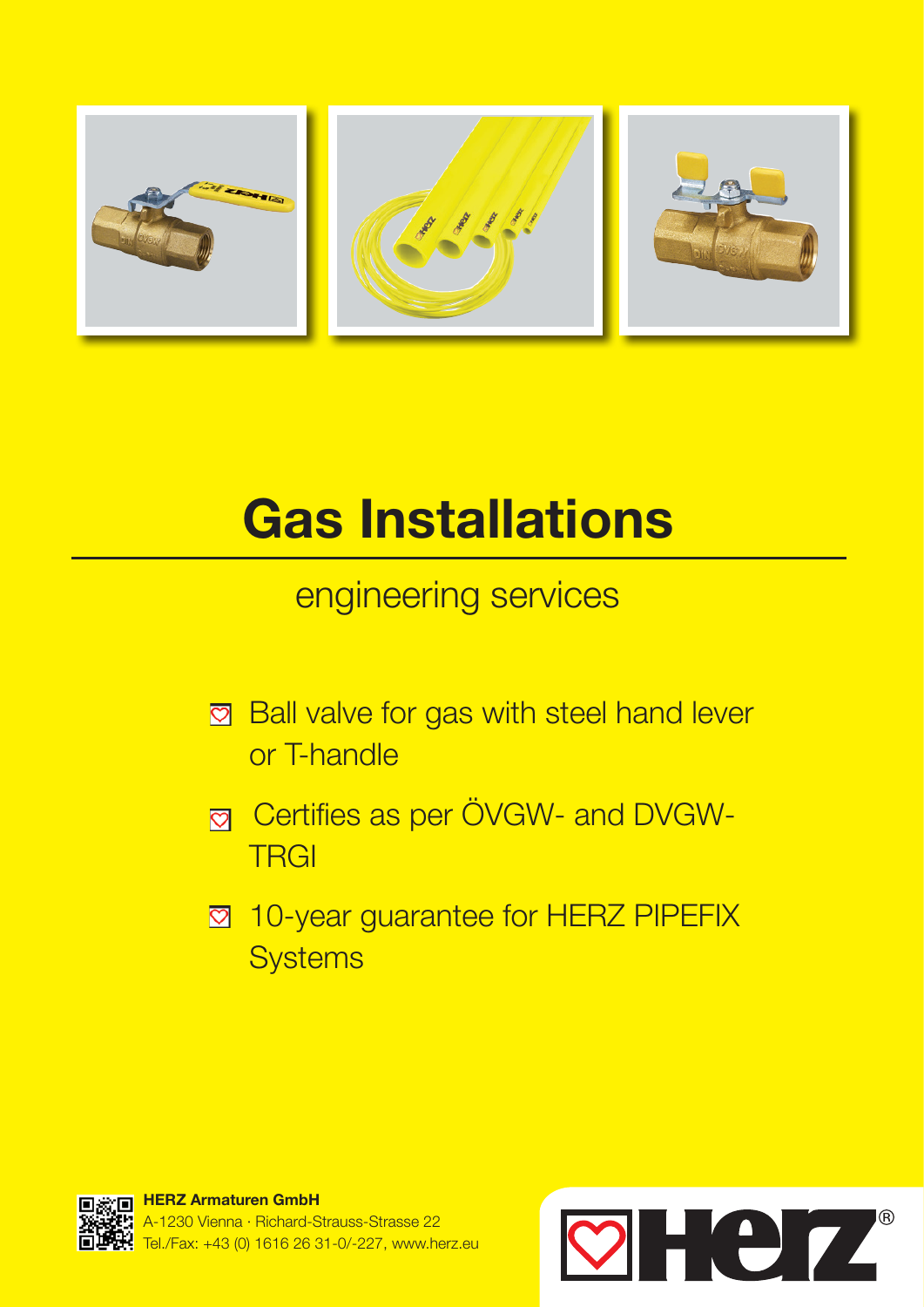# Gas Installations

## engineering services

- Ball valve for gas with steel hand lever or T-handle
- Certifies as per ÖVGW- and DVGW-TRGI
- 10-year guarantee for HERZ PIPEFIX Systems

**HERZ Armaturen GmbH**
A-1230 Vienna · Richard-Strauss-Strasse 22
Tel./Fax: +43 (0) 1616 26 31-0/-227, www.herz.eu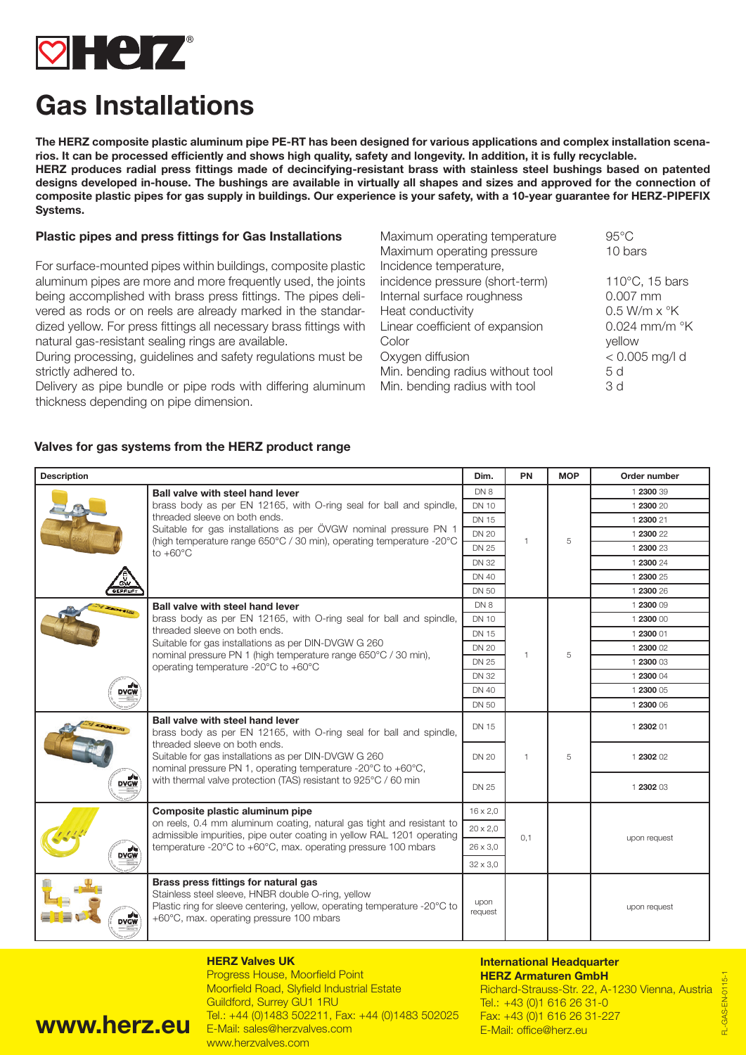# Gas Installations

**The HERZ composite plastic aluminum pipe PE-RT has been designed for various applications and complex installation scenarios. It can be processed efficiently and shows high quality, safety and longevity. In addition, it is fully recyclable.**
**HERZ produces radial press fittings made of decincifying-resistant brass with stainless steel bushings based on patented designs developed in-house. The bushings are available in virtually all shapes and sizes and approved for the connection of composite plastic pipes for gas supply in buildings. Our experience is your safety, with a 10-year guarantee for HERZ-PIPEFIX Systems.**

### Plastic pipes and press fittings for Gas Installations

For surface-mounted pipes within buildings, composite plastic aluminum pipes are more and more frequently used, the joints being accomplished with brass press fittings. The pipes delivered as rods or on reels are already marked in the standardized yellow. For press fittings all necessary brass fittings with natural gas-resistant sealing rings are available.
During processing, guidelines and safety regulations must be strictly adhered to.
Delivery as pipe bundle or pipe rods with differing aluminum thickness depending on pipe dimension.

| | |
|---|---|
| Maximum operating temperature | 95°C |
| Maximum operating pressure | 10 bars |
| Incidence temperature, incidence pressure (short-term) | 110°C, 15 bars |
| Internal surface roughness | 0.007 mm |
| Heat conductivity | 0.5 W/m x °K |
| Linear coefficient of expansion | 0.024 mm/m °K |
| Color | yellow |
| Oxygen diffusion | < 0.005 mg/l d |
| Min. bending radius without tool | 5 d |
| Min. bending radius with tool | 3 d |

### Valves for gas systems from the HERZ product range

| Description | Dim. | PN | MOP | Order number |
|---|---|---|---|---|
| **Ball valve with steel hand lever** brass body as per EN 12165, with O-ring seal for ball and spindle, threaded sleeve on both ends. Suitable for gas installations as per ÖVGW nominal pressure PN 1 (high temperature range 650°C / 30 min), operating temperature -20°C to +60°C | DN 8 | 1 | 5 | 1 **2300** 39 |
| | DN 10 | | | 1 **2300** 20 |
| | DN 15 | | | 1 **2300** 21 |
| | DN 20 | | | 1 **2300** 22 |
| | DN 25 | | | 1 **2300** 23 |
| | DN 32 | | | 1 **2300** 24 |
| | DN 40 | | | 1 **2300** 25 |
| | DN 50 | | | 1 **2300** 26 |
| **Ball valve with steel hand lever** brass body as per EN 12165, with O-ring seal for ball and spindle, threaded sleeve on both ends. Suitable for gas installations as per DIN-DVGW G 260 nominal pressure PN 1 (high temperature range 650°C / 30 min), operating temperature -20°C to +60°C | DN 8 | 1 | 5 | 1 **2300** 09 |
| | DN 10 | | | 1 **2300** 00 |
| | DN 15 | | | 1 **2300** 01 |
| | DN 20 | | | 1 **2300** 02 |
| | DN 25 | | | 1 **2300** 03 |
| | DN 32 | | | 1 **2300** 04 |
| | DN 40 | | | 1 **2300** 05 |
| | DN 50 | | | 1 **2300** 06 |
| **Ball valve with steel hand lever** brass body as per EN 12165, with O-ring seal for ball and spindle, threaded sleeve on both ends. Suitable for gas installations as per DIN-DVGW G 260 nominal pressure PN 1, operating temperature -20°C to +60°C, with thermal valve protection (TAS) resistant to 925°C / 60 min | DN 15 | 1 | 5 | 1 **2302** 01 |
| | DN 20 | | | 1 **2302** 02 |
| | DN 25 | | | 1 **2302** 03 |
| **Composite plastic aluminum pipe** on reels, 0.4 mm aluminum coating, natural gas tight and resistant to admissible impurities, pipe outer coating in yellow RAL 1201 operating temperature -20°C to +60°C, max. operating pressure 100 mbars | 16 x 2,0 | 0,1 | | upon request |
| | 20 x 2,0 | | | |
| | 26 x 3,0 | | | |
| | 32 x 3,0 | | | |
| **Brass press fittings for natural gas** Stainless steel sleeve, HNBR double O-ring, yellow Plastic ring for sleeve centering, yellow, operating temperature -20°C to +60°C, max. operating pressure 100 mbars | upon request | | | upon request |

**HERZ Valves UK**
Progress House, Moorfield Point
Moorfield Road, Slyfield Industrial Estate
Guildford, Surrey GU1 1RU
Tel.: +44 (0)1483 502211, Fax: +44 (0)1483 502025
E-Mail: sales@herzvalves.com
www.herzvalves.com

**International Headquarter**
**HERZ Armaturen GmbH**
Richard-Strauss-Str. 22, A-1230 Vienna, Austria
Tel.: +43 (0)1 616 26 31-0
Fax: +43 (0)1 616 26 31-227
E-Mail: office@herz.eu

**www.herz.eu**

FL-GAS-EN-0115-1